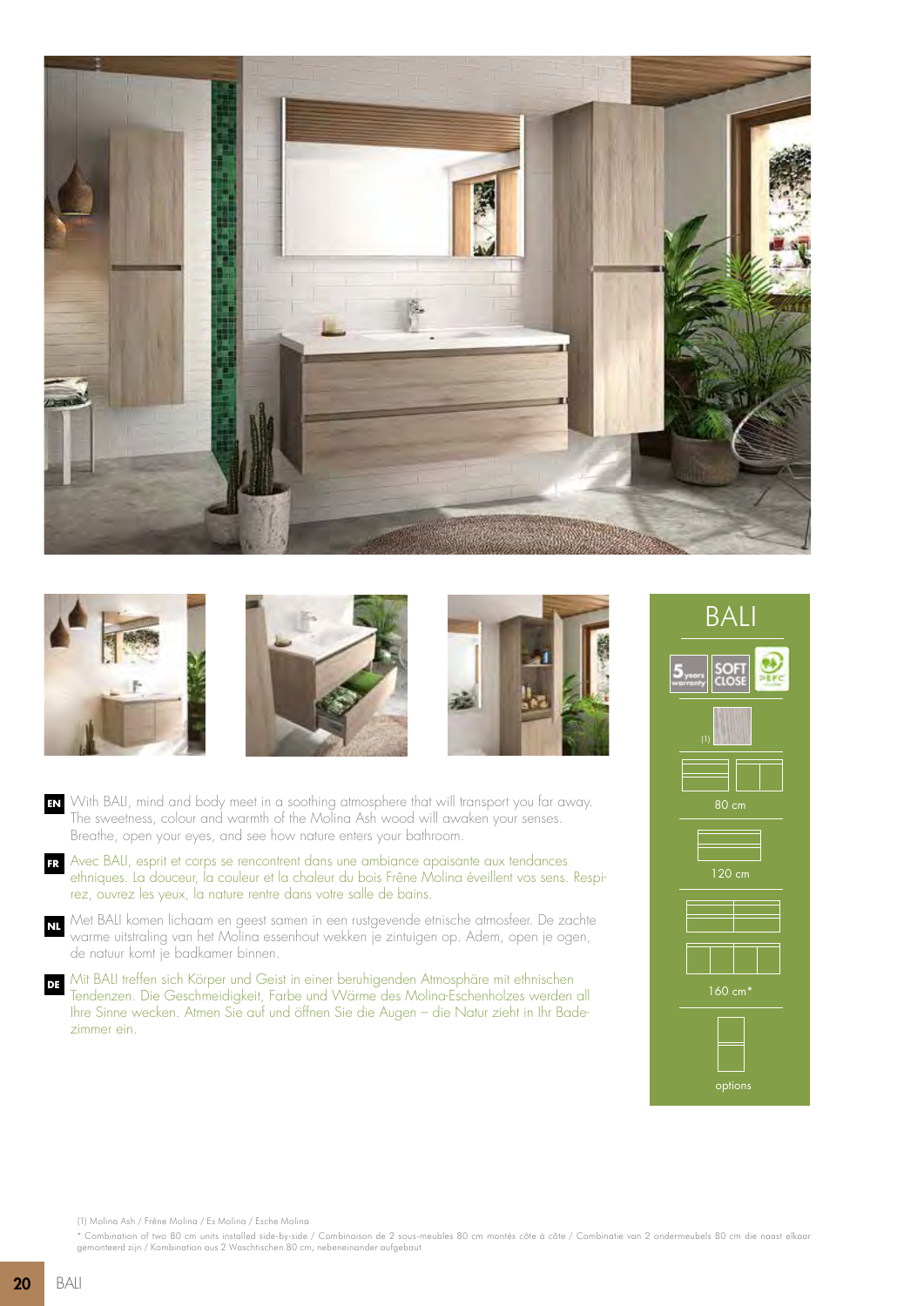# BALI

5 years warranty | SOFT CLOSE | PEFC

(1)

80 cm

120 cm

160 cm*

options

**EN** With BALI, mind and body meet in a soothing atmosphere that will transport you far away. The sweetness, colour and warmth of the Molina Ash wood will awaken your senses. Breathe, open your eyes, and see how nature enters your bathroom.

**FR** Avec BALI, esprit et corps se rencontrent dans une ambiance apaisante aux tendances ethniques. La douceur, la couleur et la chaleur du bois Frêne Molina éveillent vos sens. Respirez, ouvrez les yeux, la nature rentre dans votre salle de bains.

**NL** Met BALI komen lichaam en geest samen in een rustgevende etnische atmosfeer. De zachte warme uitstraling van het Molina essenhout wekken je zintuigen op. Adem, open je ogen, de natuur komt je badkamer binnen.

**DE** Mit BALI treffen sich Körper und Geist in einer beruhigenden Atmosphäre mit ethnischen Tendenzen. Die Geschmeidigkeit, Farbe und Wärme des Molina-Eschenholzes werden all Ihre Sinne wecken. Atmen Sie auf und öffnen Sie die Augen – die Natur zieht in Ihr Badezimmer ein.

(1) Molina Ash / Frêne Molina / Es Molina / Esche Molina

* Combination of two 80 cm units installed side-by-side / Combinaison de 2 sous-meubles 80 cm montés côte à côte / Combinatie van 2 ondermeubels 80 cm die naast elkaar gemonteerd zijn / Kombination aus 2 Waschtischen 80 cm, nebeneinander aufgebaut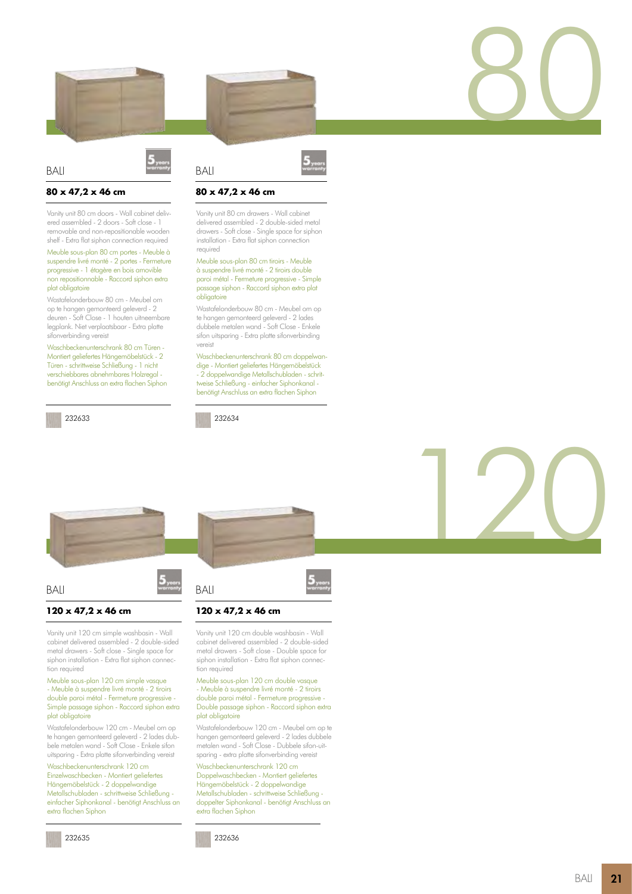# 80

## BALI

**80 x 47,2 x 46 cm**

Vanity unit 80 cm doors - Wall cabinet delivered assembled - 2 doors - Soft close - 1 removable and non-repositionable wooden shelf - Extra flat siphon connection required

Meuble sous-plan 80 cm portes - Meuble à suspendre livré monté - 2 portes - Fermeture progressive - 1 étagère en bois amovible non repositionnable - Raccord siphon extra plat obligatoire

Wastafelonderbouw 80 cm - Meubel om op te hangen gemonteerd geleverd - 2 deuren - Soft Close - 1 houten uitneembare legplank. Niet verplaatsbaar - Extra platte sifonverbinding vereist

Waschbeckenunterschrank 80 cm Türen - Montiert geliefertes Hängemöbelstück - 2 Türen - schrittweise Schließung - 1 nicht verschiebbares abnehmbares Holzregal - benötigt Anschluss an extra flachen Siphon

232633

## BALI

**80 x 47,2 x 46 cm**

Vanity unit 80 cm drawers - Wall cabinet delivered assembled - 2 double-sided metal drawers - Soft close - Single space for siphon installation - Extra flat siphon connection required

Meuble sous-plan 80 cm tiroirs - Meuble à suspendre livré monté - 2 tiroirs double paroi métal - Fermeture progressive - Simple passage siphon - Raccord siphon extra plat obligatoire

Wastafelonderbouw 80 cm - Meubel om op te hangen gemonteerd geleverd - 2 lades dubbele metalen wand - Soft Close - Enkele sifon uitsparing - Extra platte sifonverbinding vereist

Waschbeckenunterschrank 80 cm doppelwandige - Montiert geliefertes Hängemöbelstück - 2 doppelwandige Metallschubladen - schrittweise Schließung - einfacher Siphonkanal - benötigt Anschluss an extra flachen Siphon

232634

# 120

## BALI

**120 x 47,2 x 46 cm**

Vanity unit 120 cm simple washbasin - Wall cabinet delivered assembled - 2 double-sided metal drawers - Soft close - Single space for siphon installation - Extra flat siphon connection required

Meuble sous-plan 120 cm simple vasque - Meuble à suspendre livré monté - 2 tiroirs double paroi métal - Fermeture progressive - Simple passage siphon - Raccord siphon extra plat obligatoire

Wastafelonderbouw 120 cm - Meubel om op te hangen gemonteerd geleverd - 2 lades dubbele metalen wand - Soft Close - Enkele sifon uitsparing - Extra platte sifonverbinding vereist

Waschbeckenunterschrank 120 cm Einzelwaschbecken - Montiert geliefertes Hängemöbelstück - 2 doppelwandige Metallschubladen - schrittweise Schließung - einfacher Siphonkanal - benötigt Anschluss an extra flachen Siphon

232635

## BALI

**120 x 47,2 x 46 cm**

Vanity unit 120 cm double washbasin - Wall cabinet delivered assembled - 2 double-sided metal drawers - Soft close - Double space for siphon installation - Extra flat siphon connection required

Meuble sous-plan 120 cm double vasque - Meuble à suspendre livré monté - 2 tiroirs double paroi métal - Fermeture progressive - Double passage siphon - Raccord siphon extra plat obligatoire

Wastafelonderbouw 120 cm - Meubel om op te hangen gemonteerd geleverd - 2 lades dubbele metalen wand - Soft Close - Dubbele sifon-uitsparing - extra platte sifonverbinding vereist

Waschbeckenunterschrank 120 cm Doppelwaschbecken - Montiert geliefertes Hängemöbelstück - 2 doppelwandige Metallschubladen - schrittweise Schließung - doppelter Siphonkanal - benötigt Anschluss an extra flachen Siphon

232636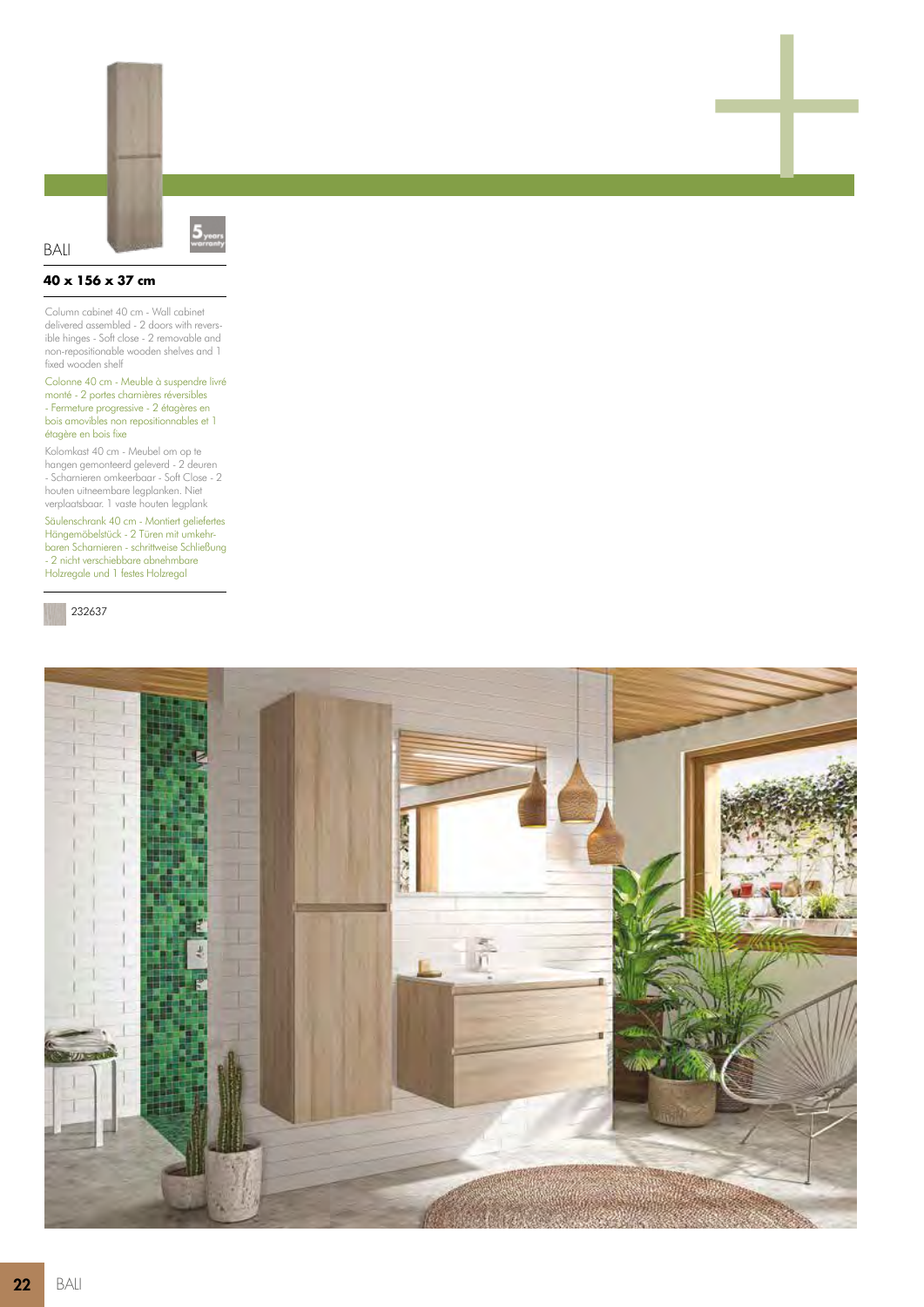BALI

**40 x 156 x 37 cm**

Column cabinet 40 cm - Wall cabinet delivered assembled - 2 doors with reversible hinges - Soft close - 2 removable and non-repositionable wooden shelves and 1 fixed wooden shelf

Colonne 40 cm - Meuble à suspendre livré monté - 2 portes charnières réversibles - Fermeture progressive - 2 étagères en bois amovibles non repositionnables et 1 étagère en bois fixe

Kolomkast 40 cm - Meubel om op te hangen gemonteerd geleverd - 2 deuren - Scharnieren omkeerbaar - Soft Close - 2 houten uitneembare legplanken. Niet verplaatsbaar. 1 vaste houten legplank

Säulenschrank 40 cm - Montiert geliefertes Hängemöbelstück - 2 Türen mit umkehrbaren Scharnieren - schrittweise Schließung - 2 nicht verschiebbare abnehmbare Holzregale und 1 festes Holzregal

232637